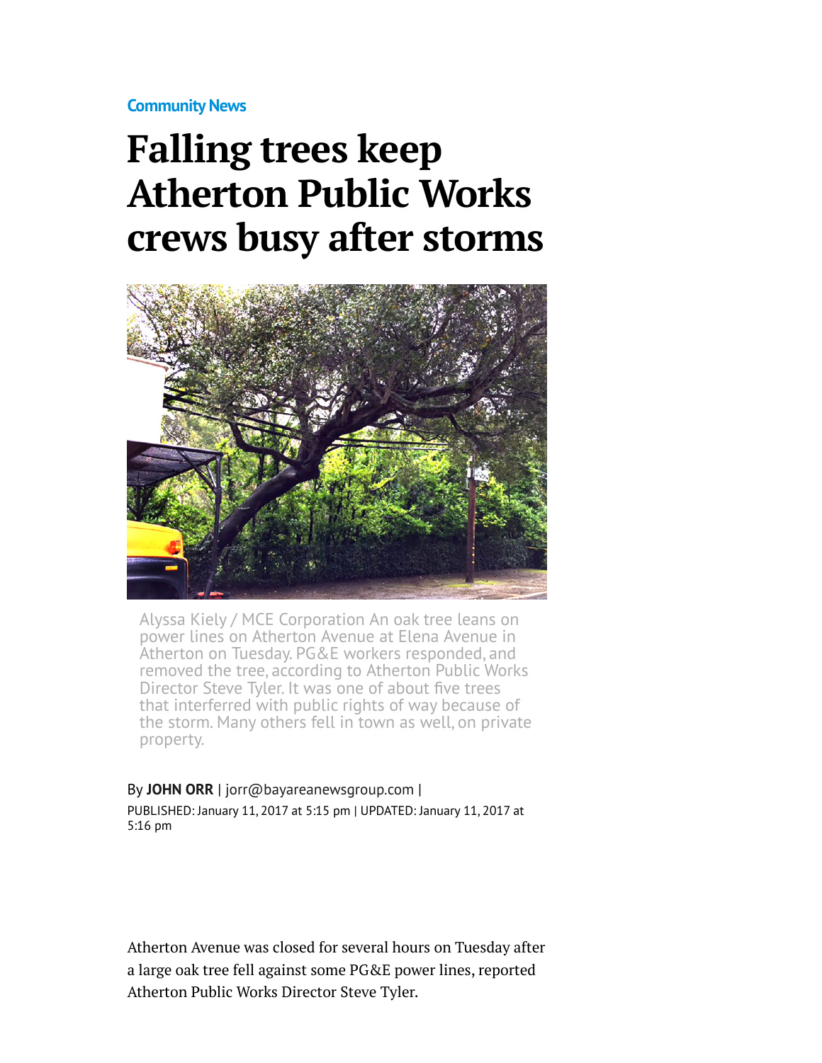Community News

# Falling trees keep Atherton Public Works crews busy after storms

Alyssa Kiely / MCE Corporation An oak tree leans on power lines on Atherton Avenue at Elena Avenue in Atherton on Tuesday. PG&E workers responded, and removed the tree, according to Atherton Public Works Director Steve Tyler. It was one of about five trees that interferred with public rights of way because of the storm. Many others fell in town as well, on private property.

By **JOHN ORR** | jorr@bayareanewsgroup.com |
PUBLISHED: January 11, 2017 at 5:15 pm | UPDATED: January 11, 2017 at 5:16 pm

Atherton Avenue was closed for several hours on Tuesday after a large oak tree fell against some PG&E power lines, reported Atherton Public Works Director Steve Tyler.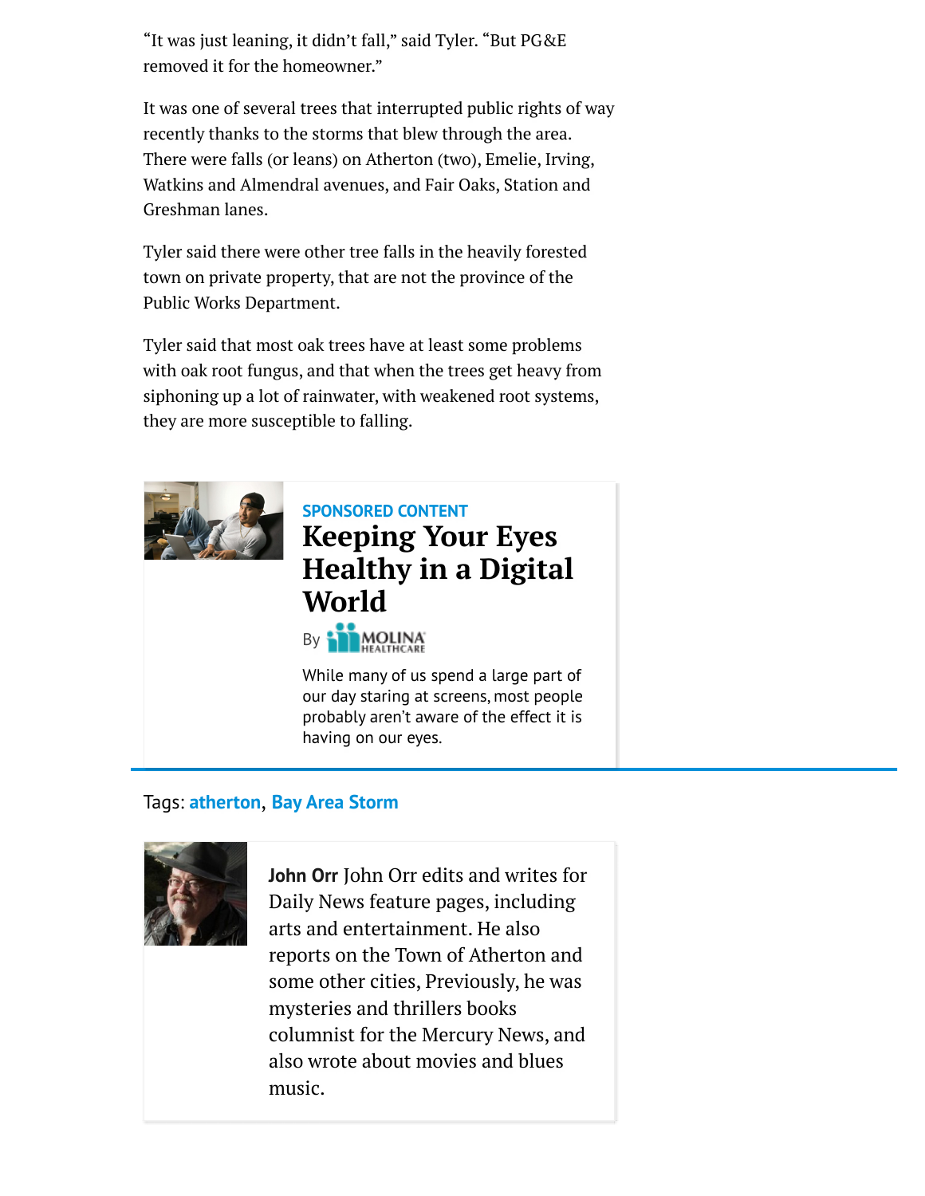"It was just leaning, it didn't fall," said Tyler. "But PG&E removed it for the homeowner."

It was one of several trees that interrupted public rights of way recently thanks to the storms that blew through the area. There were falls (or leans) on Atherton (two), Emelie, Irving, Watkins and Almendral avenues, and Fair Oaks, Station and Greshman lanes.

Tyler said there were other tree falls in the heavily forested town on private property, that are not the province of the Public Works Department.

Tyler said that most oak trees have at least some problems with oak root fungus, and that when the trees get heavy from siphoning up a lot of rainwater, with weakened root systems, they are more susceptible to falling.

SPONSORED CONTENT

## Keeping Your Eyes Healthy in a Digital World

By MOLINA HEALTHCARE

While many of us spend a large part of our day staring at screens, most people probably aren't aware of the effect it is having on our eyes.

Tags: **atherton**, **Bay Area Storm**

**John Orr** John Orr edits and writes for Daily News feature pages, including arts and entertainment. He also reports on the Town of Atherton and some other cities, Previously, he was mysteries and thrillers books columnist for the Mercury News, and also wrote about movies and blues music.